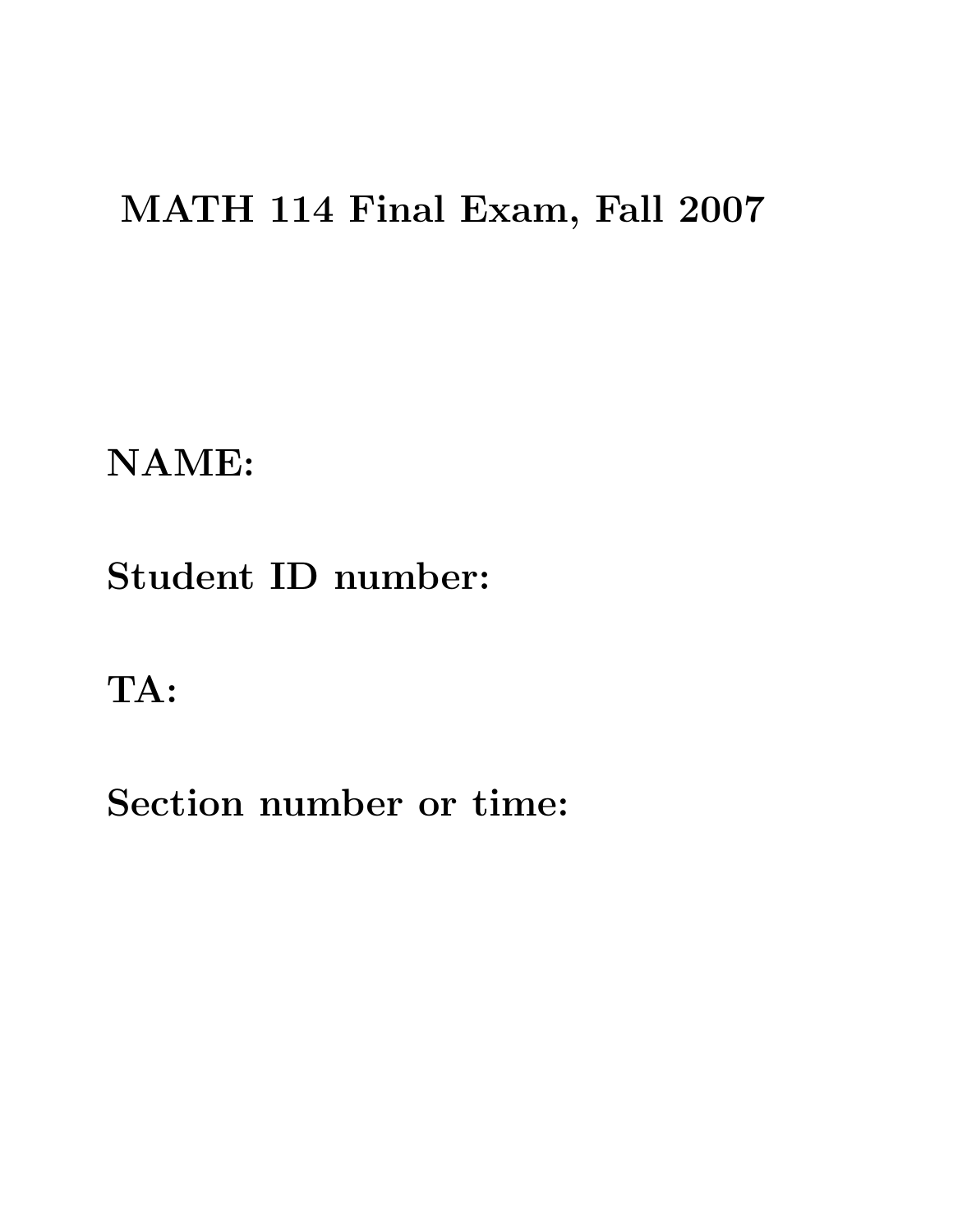# MATH 114 Final Exam, Fall 2007

**NAME:**

**Student ID number:**

**TA:**

**Section number or time:**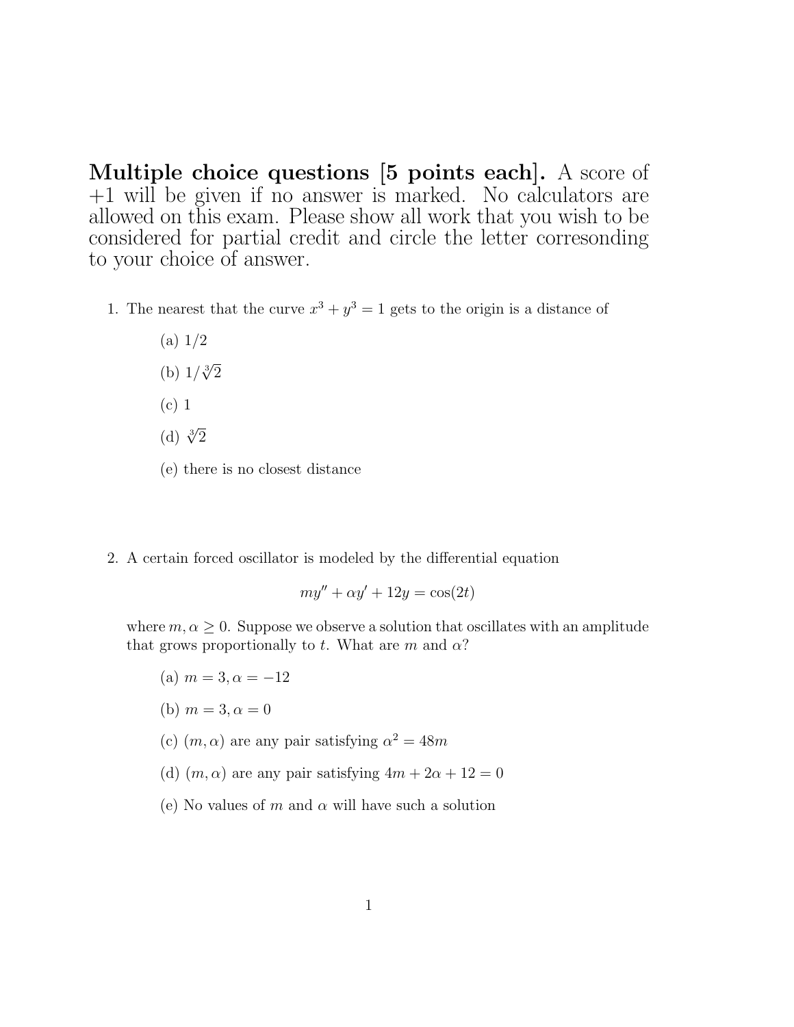**Multiple choice questions [5 points each].** A score of +1 will be given if no answer is marked. No calculators are allowed on this exam. Please show all work that you wish to be considered for partial credit and circle the letter corresonding to your choice of answer.

1. The nearest that the curve $x^3 + y^3 = 1$ gets to the origin is a distance of

   (a) $1/2$

   (b) $1/\sqrt[3]{2}$

   (c) 1

   (d) $\sqrt[3]{2}$

   (e) there is no closest distance

2. A certain forced oscillator is modeled by the differential equation

$$my'' + \alpha y' + 12y = \cos(2t)$$

   where $m, \alpha \geq 0$. Suppose we observe a solution that oscillates with an amplitude that grows proportionally to $t$. What are $m$ and $\alpha$?

   (a) $m = 3, \alpha = -12$

   (b) $m = 3, \alpha = 0$

   (c) $(m, \alpha)$ are any pair satisfying $\alpha^2 = 48m$

   (d) $(m, \alpha)$ are any pair satisfying $4m + 2\alpha + 12 = 0$

   (e) No values of $m$ and $\alpha$ will have such a solution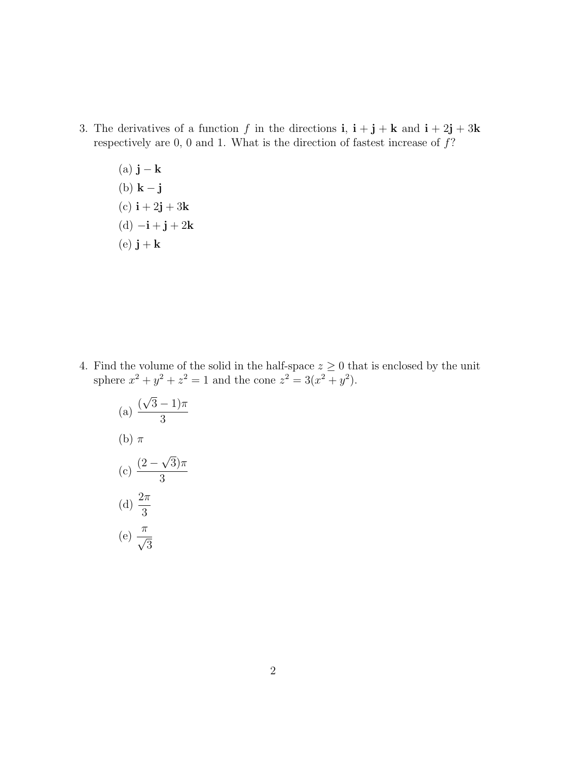3. The derivatives of a function $f$ in the directions $\mathbf{i}$, $\mathbf{i} + \mathbf{j} + \mathbf{k}$ and $\mathbf{i} + 2\mathbf{j} + 3\mathbf{k}$ respectively are 0, 0 and 1. What is the direction of fastest increase of $f$?

   (a) $\mathbf{j} - \mathbf{k}$

   (b) $\mathbf{k} - \mathbf{j}$

   (c) $\mathbf{i} + 2\mathbf{j} + 3\mathbf{k}$

   (d) $-\mathbf{i} + \mathbf{j} + 2\mathbf{k}$

   (e) $\mathbf{j} + \mathbf{k}$

4. Find the volume of the solid in the half-space $z \geq 0$ that is enclosed by the unit sphere $x^2 + y^2 + z^2 = 1$ and the cone $z^2 = 3(x^2 + y^2)$.

   (a) $\dfrac{(\sqrt{3} - 1)\pi}{3}$

   (b) $\pi$

   (c) $\dfrac{(2 - \sqrt{3})\pi}{3}$

   (d) $\dfrac{2\pi}{3}$

   (e) $\dfrac{\pi}{\sqrt{3}}$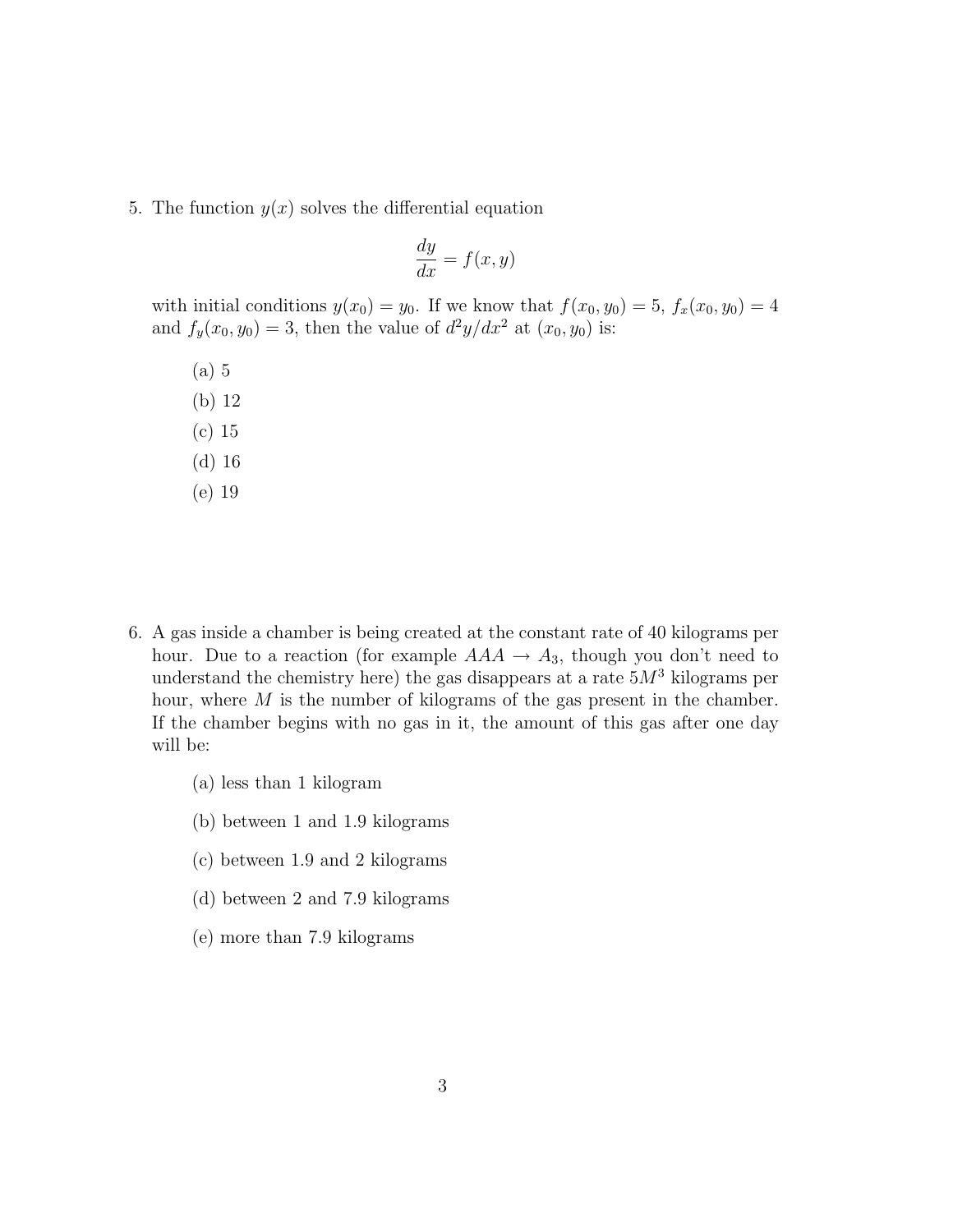5. The function $y(x)$ solves the differential equation

$$\frac{dy}{dx} = f(x, y)$$

with initial conditions $y(x_0) = y_0$. If we know that $f(x_0, y_0) = 5$, $f_x(x_0, y_0) = 4$ and $f_y(x_0, y_0) = 3$, then the value of $d^2y/dx^2$ at $(x_0, y_0)$ is:

   (a) 5
   (b) 12
   (c) 15
   (d) 16
   (e) 19

6. A gas inside a chamber is being created at the constant rate of 40 kilograms per hour. Due to a reaction (for example $AAA \rightarrow A_3$, though you don't need to understand the chemistry here) the gas disappears at a rate $5M^3$ kilograms per hour, where $M$ is the number of kilograms of the gas present in the chamber. If the chamber begins with no gas in it, the amount of this gas after one day will be:

   (a) less than 1 kilogram

   (b) between 1 and 1.9 kilograms

   (c) between 1.9 and 2 kilograms

   (d) between 2 and 7.9 kilograms

   (e) more than 7.9 kilograms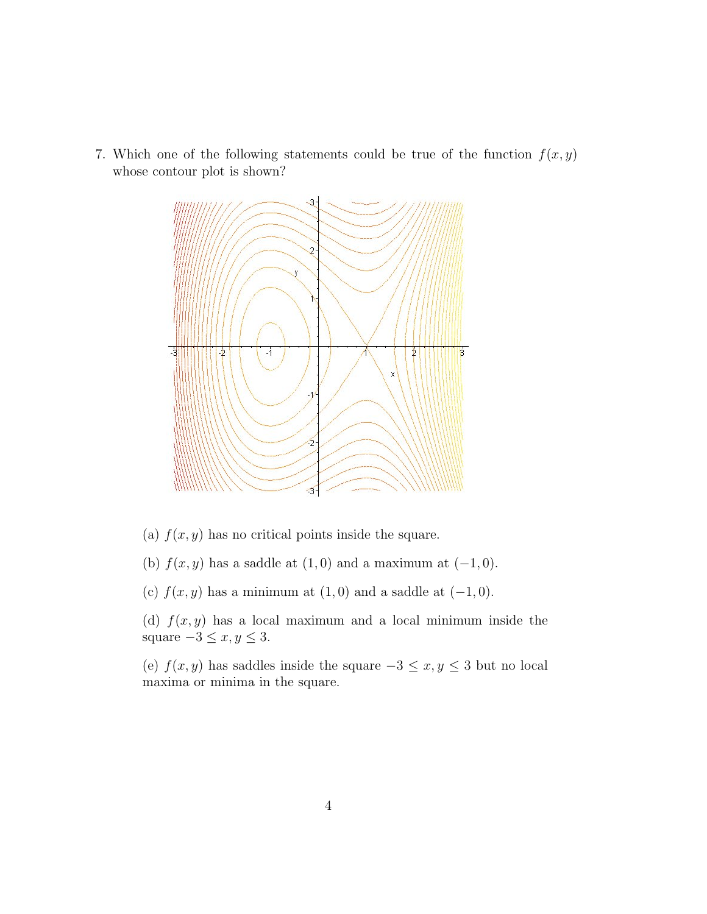7. Which one of the following statements could be true of the function $f(x, y)$ whose contour plot is shown?

   (a) $f(x, y)$ has no critical points inside the square.

   (b) $f(x, y)$ has a saddle at $(1, 0)$ and a maximum at $(-1, 0)$.

   (c) $f(x, y)$ has a minimum at $(1, 0)$ and a saddle at $(-1, 0)$.

   (d) $f(x, y)$ has a local maximum and a local minimum inside the square $-3 \leq x, y \leq 3$.

   (e) $f(x, y)$ has saddles inside the square $-3 \leq x, y \leq 3$ but no local maxima or minima in the square.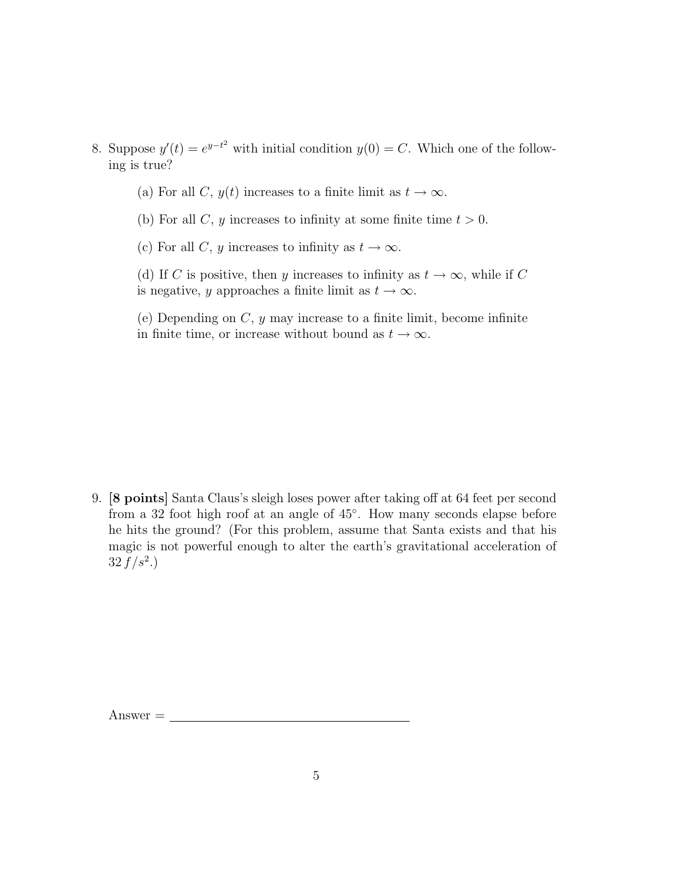8. Suppose $y'(t) = e^{y-t^2}$ with initial condition $y(0) = C$. Which one of the following is true?

   (a) For all $C$, $y(t)$ increases to a finite limit as $t \to \infty$.

   (b) For all $C$, $y$ increases to infinity at some finite time $t > 0$.

   (c) For all $C$, $y$ increases to infinity as $t \to \infty$.

   (d) If $C$ is positive, then $y$ increases to infinity as $t \to \infty$, while if $C$ is negative, $y$ approaches a finite limit as $t \to \infty$.

   (e) Depending on $C$, $y$ may increase to a finite limit, become infinite in finite time, or increase without bound as $t \to \infty$.

9. **[8 points]** Santa Claus's sleigh loses power after taking off at 64 feet per second from a 32 foot high roof at an angle of 45°. How many seconds elapse before he hits the ground? (For this problem, assume that Santa exists and that his magic is not powerful enough to alter the earth's gravitational acceleration of $32\,f/s^2$.)

Answer = ____________________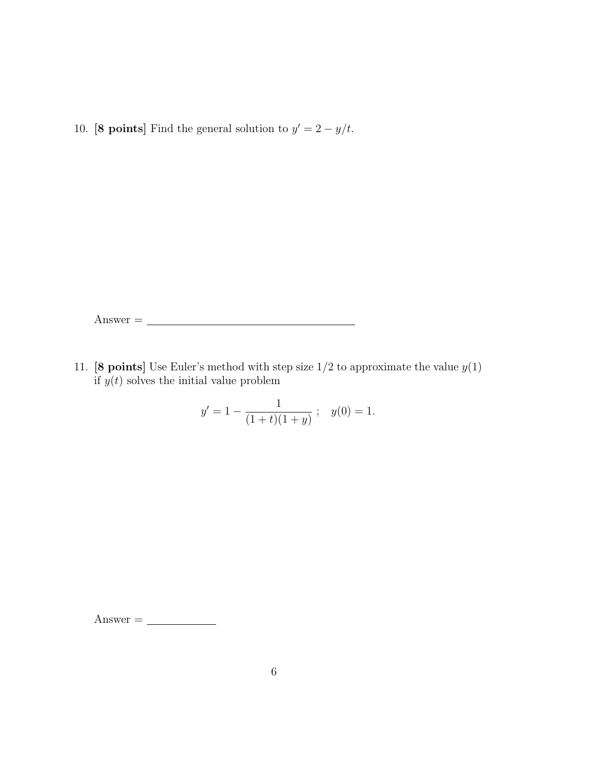10. **[8 points]** Find the general solution to $y' = 2 - y/t$.

Answer = ________________________________

11. **[8 points]** Use Euler's method with step size 1/2 to approximate the value $y(1)$ if $y(t)$ solves the initial value problem

$$y' = 1 - \frac{1}{(1+t)(1+y)} \ ; \quad y(0) = 1.$$

Answer = ____________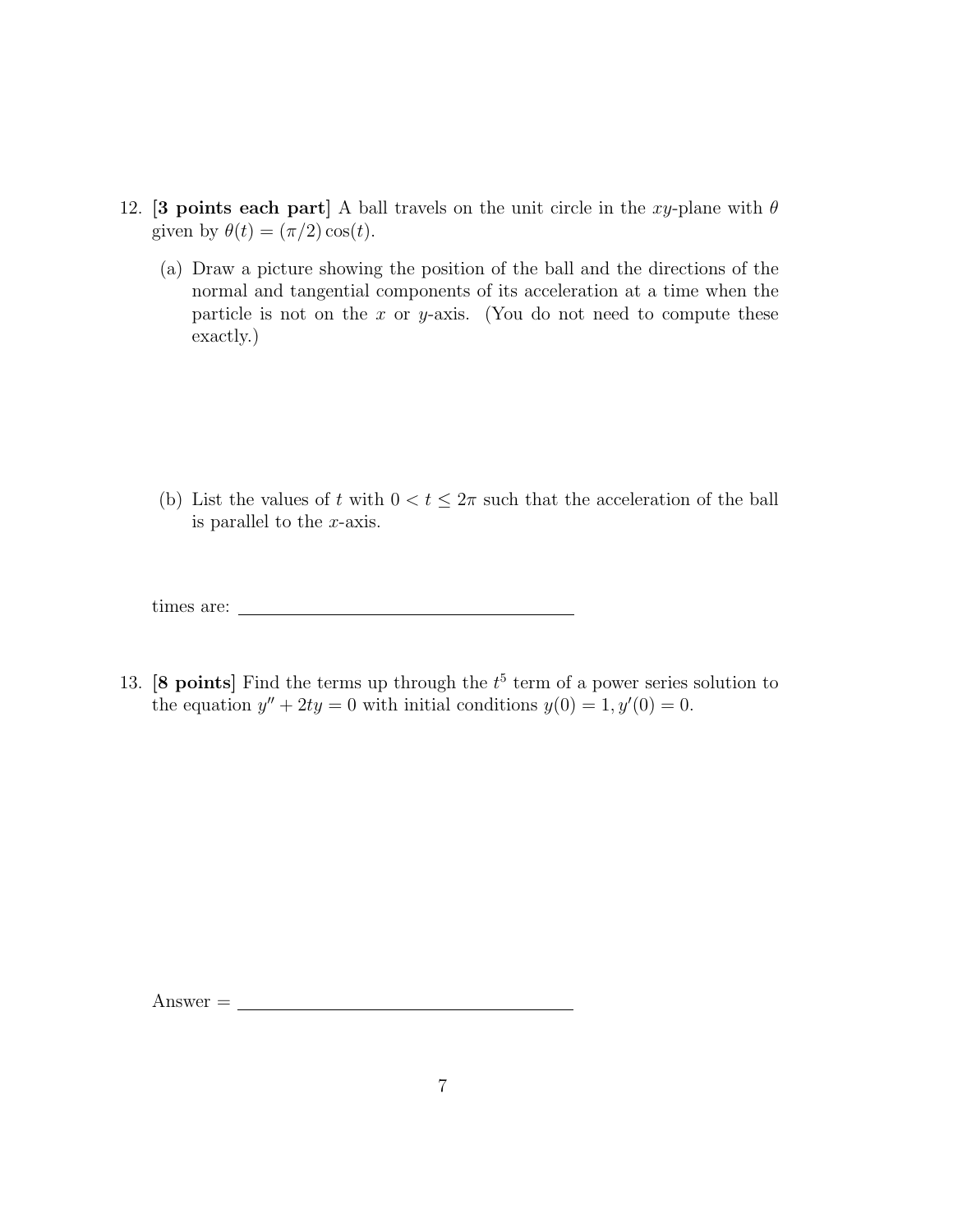12. **[3 points each part]** A ball travels on the unit circle in the $xy$-plane with $\theta$ given by $\theta(t) = (\pi/2)\cos(t)$.

    (a) Draw a picture showing the position of the ball and the directions of the normal and tangential components of its acceleration at a time when the particle is not on the $x$ or $y$-axis. (You do not need to compute these exactly.)

    (b) List the values of $t$ with $0 < t \leq 2\pi$ such that the acceleration of the ball is parallel to the $x$-axis.

    times are: ______________________________

13. **[8 points]** Find the terms up through the $t^5$ term of a power series solution to the equation $y'' + 2ty = 0$ with initial conditions $y(0) = 1, y'(0) = 0$.

    Answer = ______________________________